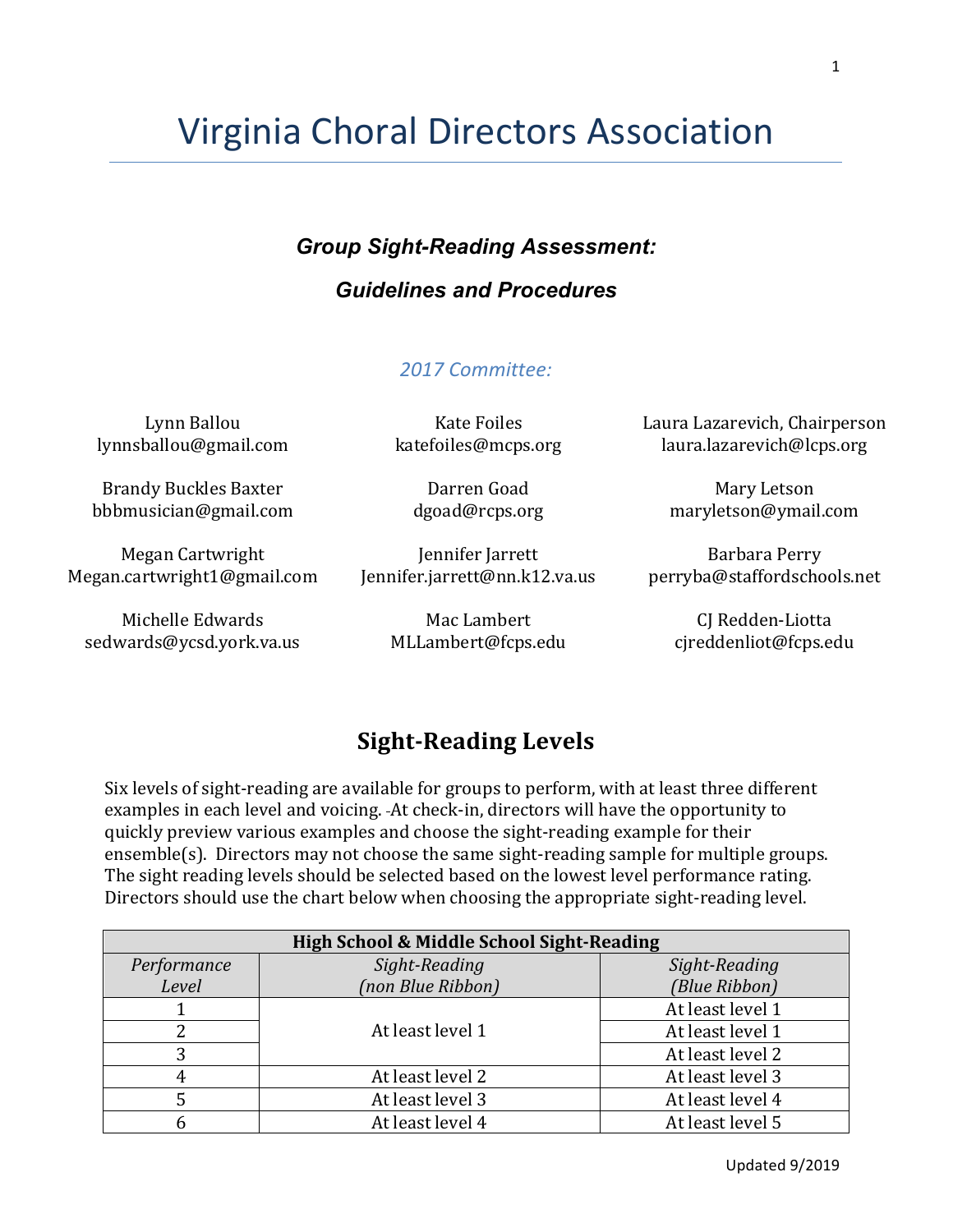# Virginia Choral Directors Association

***Group Sight-Reading Assessment:***

***Guidelines and Procedures***

*2017 Committee:*

Lynn Ballou
lynnsballou@gmail.com

Brandy Buckles Baxter
bbbmusician@gmail.com

Megan Cartwright
Megan.cartwright1@gmail.com

Michelle Edwards
sedwards@ycsd.york.va.us

Kate Foiles
katefoiles@mcps.org

Darren Goad
dgoad@rcps.org

Jennifer Jarrett
Jennifer.jarrett@nn.k12.va.us

Mac Lambert
MLLambert@fcps.edu

Laura Lazarevich, Chairperson
laura.lazarevich@lcps.org

Mary Letson
maryletson@ymail.com

Barbara Perry
perryba@staffordschools.net

CJ Redden-Liotta
cjreddenliot@fcps.edu

## Sight-Reading Levels

Six levels of sight-reading are available for groups to perform, with at least three different examples in each level and voicing. At check-in, directors will have the opportunity to quickly preview various examples and choose the sight-reading example for their ensemble(s). Directors may not choose the same sight-reading sample for multiple groups. The sight reading levels should be selected based on the lowest level performance rating. Directors should use the chart below when choosing the appropriate sight-reading level.

| **High School & Middle School Sight-Reading** | | |
|---|---|---|
| *Performance Level* | *Sight-Reading (non Blue Ribbon)* | *Sight-Reading (Blue Ribbon)* |
| 1 | At least level 1 | At least level 1 |
| 2 | At least level 1 | At least level 1 |
| 3 | At least level 1 | At least level 2 |
| 4 | At least level 2 | At least level 3 |
| 5 | At least level 3 | At least level 4 |
| 6 | At least level 4 | At least level 5 |

Updated 9/2019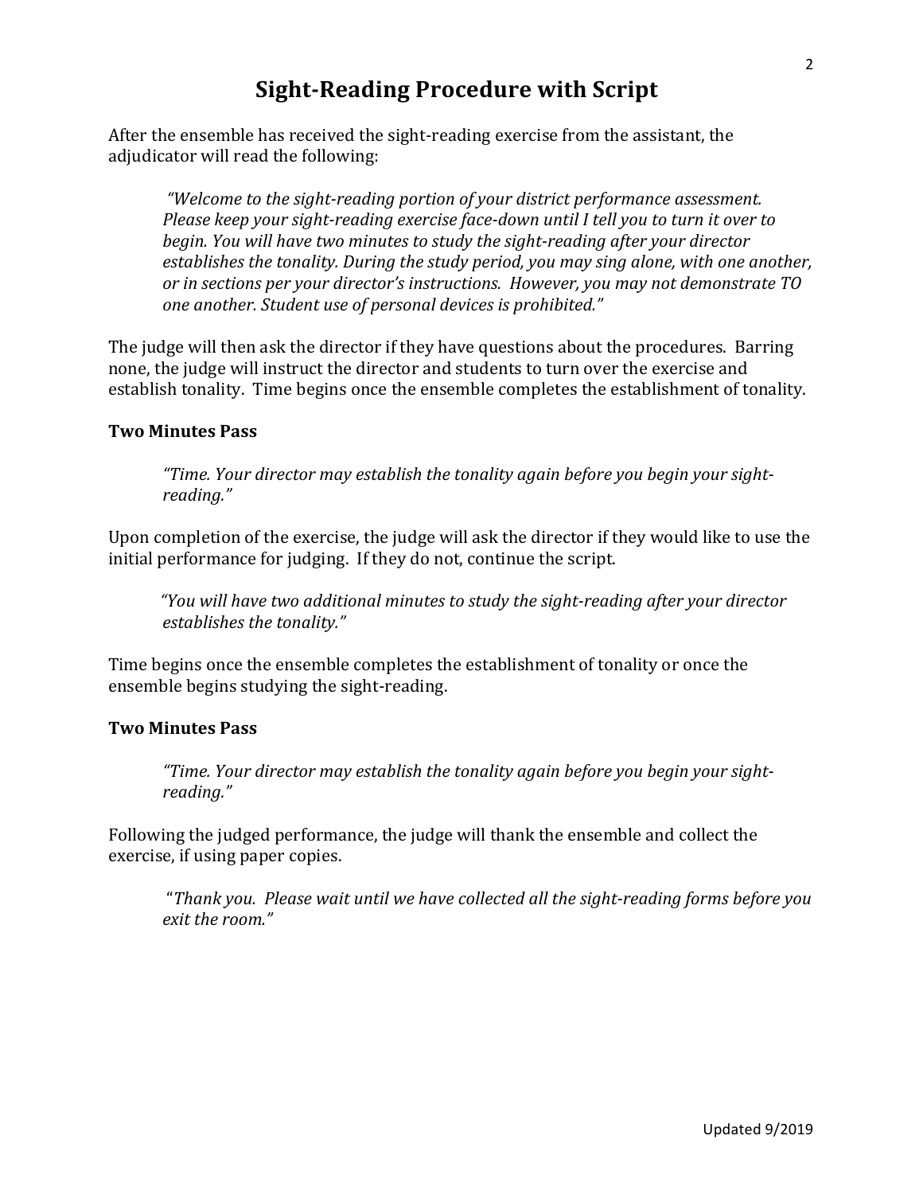# Sight-Reading Procedure with Script

After the ensemble has received the sight-reading exercise from the assistant, the adjudicator will read the following:

> *"Welcome to the sight-reading portion of your district performance assessment. Please keep your sight-reading exercise face-down until I tell you to turn it over to begin. You will have two minutes to study the sight-reading after your director establishes the tonality. During the study period, you may sing alone, with one another, or in sections per your director's instructions. However, you may not demonstrate TO one another. Student use of personal devices is prohibited."*

The judge will then ask the director if they have questions about the procedures. Barring none, the judge will instruct the director and students to turn over the exercise and establish tonality. Time begins once the ensemble completes the establishment of tonality.

**Two Minutes Pass**

> *"Time. Your director may establish the tonality again before you begin your sight-reading."*

Upon completion of the exercise, the judge will ask the director if they would like to use the initial performance for judging. If they do not, continue the script.

> *"You will have two additional minutes to study the sight-reading after your director establishes the tonality."*

Time begins once the ensemble completes the establishment of tonality or once the ensemble begins studying the sight-reading.

**Two Minutes Pass**

> *"Time. Your director may establish the tonality again before you begin your sight-reading."*

Following the judged performance, the judge will thank the ensemble and collect the exercise, if using paper copies.

> "*Thank you. Please wait until we have collected all the sight-reading forms before you exit the room."*

Updated 9/2019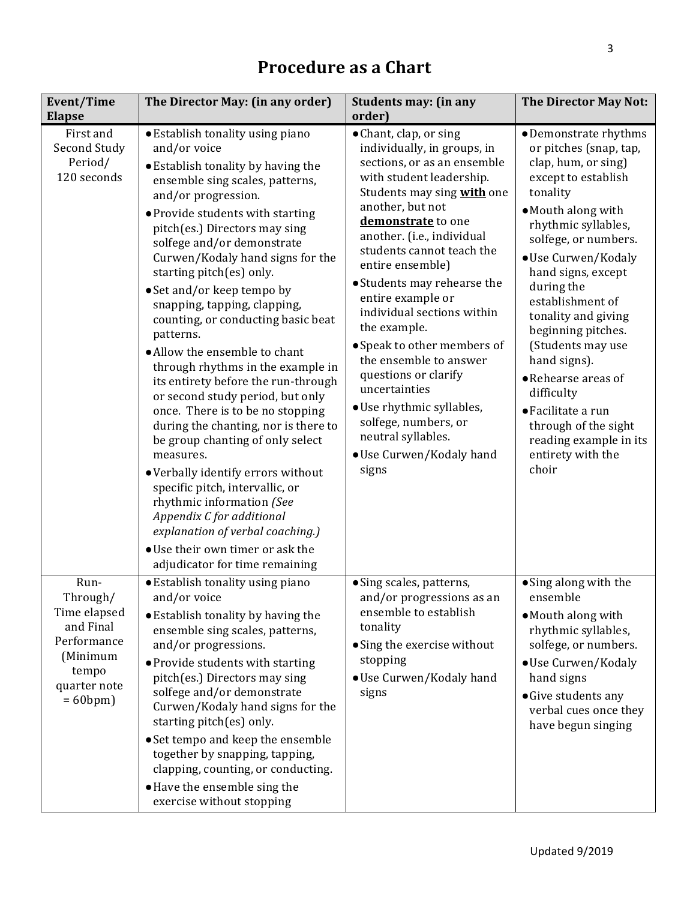# Procedure as a Chart

| Event/Time Elapse | The Director May: (in any order) | Students may: (in any order) | The Director May Not: |
|---|---|---|---|
| First and Second Study Period/ 120 seconds | • Establish tonality using piano and/or voice<br>• Establish tonality by having the ensemble sing scales, patterns, and/or progression.<br>• Provide students with starting pitch(es.) Directors may sing solfege and/or demonstrate Curwen/Kodaly hand signs for the starting pitch(es) only.<br>• Set and/or keep tempo by snapping, tapping, clapping, counting, or conducting basic beat patterns.<br>• Allow the ensemble to chant through rhythms in the example in its entirety before the run-through or second study period, but only once. There is to be no stopping during the chanting, nor is there to be group chanting of only select measures.<br>• Verbally identify errors without specific pitch, intervallic, or rhythmic information *(See Appendix C for additional explanation of verbal coaching.)*<br>• Use their own timer or ask the adjudicator for time remaining | • Chant, clap, or sing individually, in groups, in sections, or as an ensemble with student leadership. Students may sing **<u>with</u>** one another, but not **<u>demonstrate</u>** to one another. (i.e., individual students cannot teach the entire ensemble)<br>• Students may rehearse the entire example or individual sections within the example.<br>• Speak to other members of the ensemble to answer questions or clarify uncertainties<br>• Use rhythmic syllables, solfege, numbers, or neutral syllables.<br>• Use Curwen/Kodaly hand signs | • Demonstrate rhythms or pitches (snap, tap, clap, hum, or sing) except to establish tonality<br>• Mouth along with rhythmic syllables, solfege, or numbers.<br>• Use Curwen/Kodaly hand signs, except during the establishment of tonality and giving beginning pitches. (Students may use hand signs).<br>• Rehearse areas of difficulty<br>• Facilitate a run through of the sight reading example in its entirety with the choir |
| Run-Through/ Time elapsed and Final Performance (Minimum tempo quarter note = 60bpm) | • Establish tonality using piano and/or voice<br>• Establish tonality by having the ensemble sing scales, patterns, and/or progressions.<br>• Provide students with starting pitch(es.) Directors may sing solfege and/or demonstrate Curwen/Kodaly hand signs for the starting pitch(es) only.<br>• Set tempo and keep the ensemble together by snapping, tapping, clapping, counting, or conducting.<br>• Have the ensemble sing the exercise without stopping | • Sing scales, patterns, and/or progressions as an ensemble to establish tonality<br>• Sing the exercise without stopping<br>• Use Curwen/Kodaly hand signs | • Sing along with the ensemble<br>• Mouth along with rhythmic syllables, solfege, or numbers.<br>• Use Curwen/Kodaly hand signs<br>• Give students any verbal cues once they have begun singing |

Updated 9/2019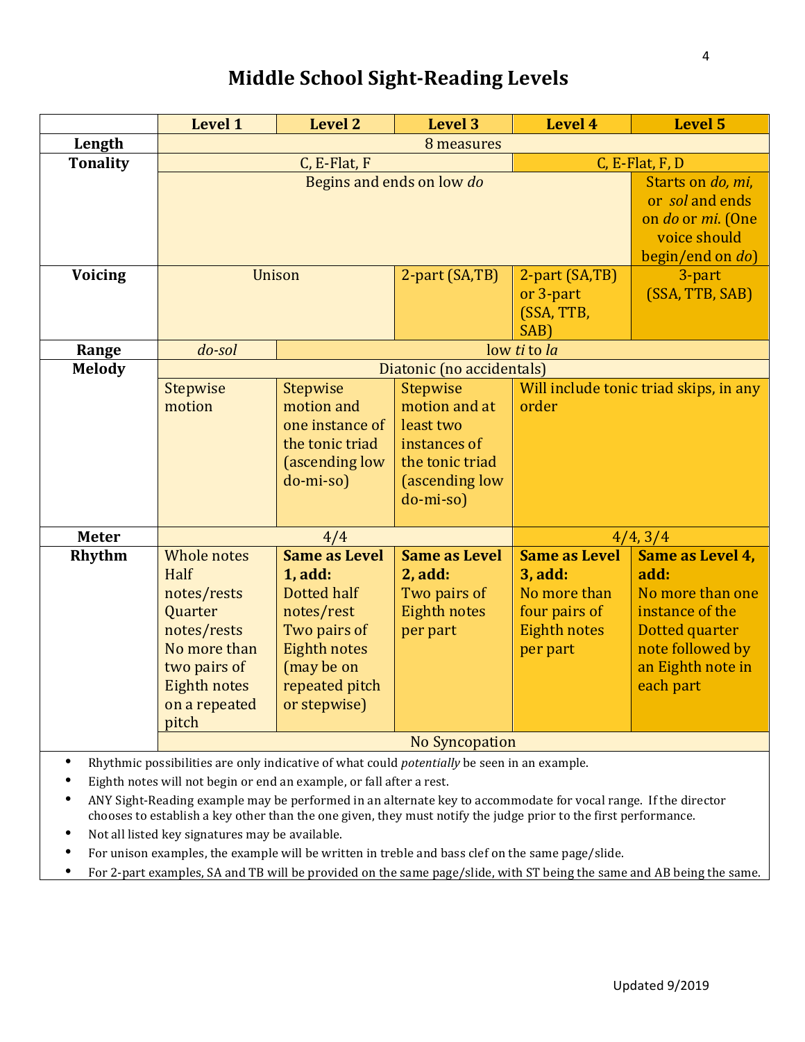# Middle School Sight-Reading Levels

| | Level 1 | Level 2 | Level 3 | Level 4 | Level 5 |
|---|---|---|---|---|---|
| **Length** | 8 measures | | | | |
| **Tonality** | C, E-Flat, F | | | C, E-Flat, F, D | |
| | Begins and ends on low *do* | | | | Starts on *do, mi*, or *sol* and ends on *do* or *mi.* (One voice should begin/end on *do*) |
| **Voicing** | Unison | | 2-part (SA,TB) | 2-part (SA,TB) or 3-part (SSA, TTB, SAB) | 3-part (SSA, TTB, SAB) |
| **Range** | *do-sol* | low *ti* to *la* | | | |
| **Melody** | Diatonic (no accidentals) | | | | |
| | Stepwise motion | Stepwise motion and one instance of the tonic triad (ascending low do-mi-so) | Stepwise motion and at least two instances of the tonic triad (ascending low do-mi-so) | Will include tonic triad skips, in any order | |
| **Meter** | 4/4 | | | 4/4, 3/4 | |
| **Rhythm** | Whole notes<br>Half notes/rests<br>Quarter notes/rests<br>No more than two pairs of Eighth notes on a repeated pitch | **Same as Level 1, add:**<br>Dotted half notes/rest<br>Two pairs of Eighth notes (may be on repeated pitch or stepwise) | **Same as Level 2, add:**<br>Two pairs of Eighth notes per part | **Same as Level 3, add:**<br>No more than four pairs of Eighth notes per part | **Same as Level 4, add:**<br>No more than one instance of the Dotted quarter note followed by an Eighth note in each part |
| | No Syncopation | | | | |

- Rhythmic possibilities are only indicative of what could *potentially* be seen in an example.
- Eighth notes will not begin or end an example, or fall after a rest.
- ANY Sight-Reading example may be performed in an alternate key to accommodate for vocal range. If the director chooses to establish a key other than the one given, they must notify the judge prior to the first performance.
- Not all listed key signatures may be available.
- For unison examples, the example will be written in treble and bass clef on the same page/slide.
- For 2-part examples, SA and TB will be provided on the same page/slide, with ST being the same and AB being the same.

Updated 9/2019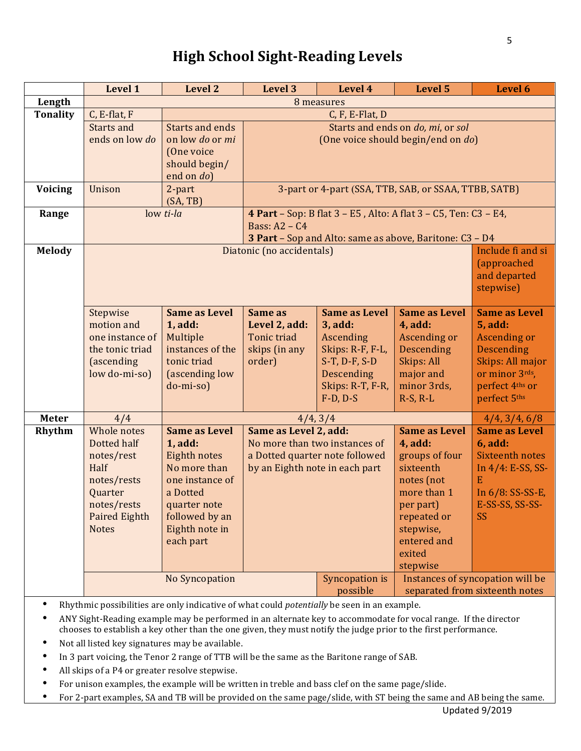# High School Sight-Reading Levels

| | Level 1 | Level 2 | Level 3 | Level 4 | Level 5 | Level 6 |
|---|---|---|---|---|---|---|
| **Length** | 8 measures | | | | | |
| **Tonality** | C, E-flat, F | C, F, E-Flat, D | | | | |
| | Starts and ends on low *do* | Starts and ends on low *do* or *mi* (One voice should begin/ end on *do*) | Starts and ends on *do, mi*, or *sol* (One voice should begin/end on *do*) | | | |
| **Voicing** | Unison | 2-part (SA, TB) | 3-part or 4-part (SSA, TTB, SAB, or SSAA, TTBB, SATB) | | | |
| **Range** | low *ti-la* | | **4 Part** – Sop: B flat 3 – E5 , Alto: A flat 3 – C5, Ten: C3 – E4, Bass: A2 – C4 **3 Part** – Sop and Alto: same as above, Baritone: C3 – D4 | | | |
| **Melody** | Diatonic (no accidentals) | | | | | Include fi and si (approached and departed stepwise) |
| | Stepwise motion and one instance of the tonic triad (ascending low do-mi-so) | **Same as Level 1, add:** Multiple instances of the tonic triad (ascending low do-mi-so) | **Same as Level 2, add:** Tonic triad skips (in any order) | **Same as Level 3, add:** Ascending Skips: R-F, F-L, S-T, D-F, S-D Descending Skips: R-T, F-R, F-D, D-S | **Same as Level 4, add:** Ascending or Descending Skips: All major and minor 3rds, R-S, R-L | **Same as Level 5, add:** Ascending or Descending Skips: All major or minor 3rds, perfect 4ths or perfect 5ths |
| **Meter** | 4/4 | 4/4, 3/4 | | | | 4/4, 3/4, 6/8 |
| **Rhythm** | Whole notes Dotted half notes/rest Half notes/rests Quarter notes/rests Paired Eighth Notes | **Same as Level 1, add:** Eighth notes No more than one instance of a Dotted quarter note followed by an Eighth note in each part | **Same as Level 2, add:** No more than two instances of a Dotted quarter note followed by an Eighth note in each part | | **Same as Level 4, add:** groups of four sixteenth notes (not more than 1 per part) repeated or stepwise, entered and exited stepwise | **Same as Level 6, add:** Sixteenth notes In 4/4: E-SS, SS-E In 6/8: SS-SS-E, E-SS-SS, SS-SS-SS |
| | No Syncopation | | | Syncopation is possible | Instances of syncopation will be separated from sixteenth notes | |

- Rhythmic possibilities are only indicative of what could *potentially* be seen in an example.
- ANY Sight-Reading example may be performed in an alternate key to accommodate for vocal range. If the director chooses to establish a key other than the one given, they must notify the judge prior to the first performance.
- Not all listed key signatures may be available.
- In 3 part voicing, the Tenor 2 range of TTB will be the same as the Baritone range of SAB.
- All skips of a P4 or greater resolve stepwise.
- For unison examples, the example will be written in treble and bass clef on the same page/slide.
- For 2-part examples, SA and TB will be provided on the same page/slide, with ST being the same and AB being the same.

Updated 9/2019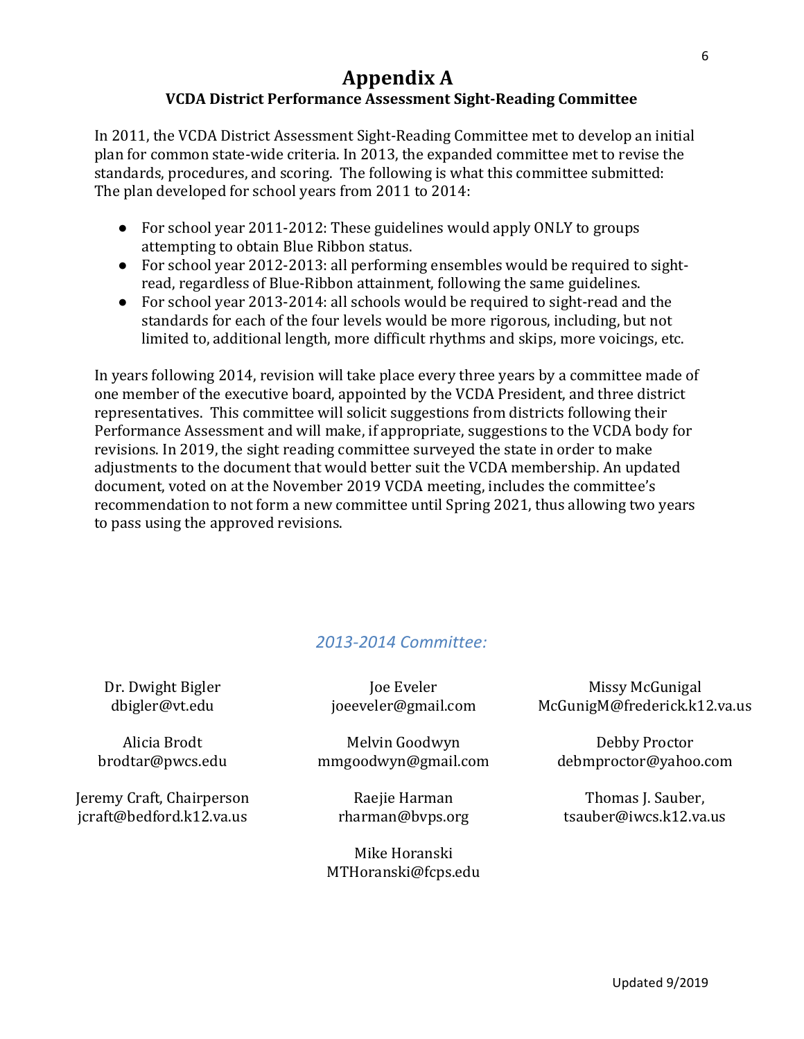# Appendix A

## VCDA District Performance Assessment Sight-Reading Committee

In 2011, the VCDA District Assessment Sight-Reading Committee met to develop an initial plan for common state-wide criteria. In 2013, the expanded committee met to revise the standards, procedures, and scoring. The following is what this committee submitted: The plan developed for school years from 2011 to 2014:

- For school year 2011-2012: These guidelines would apply ONLY to groups attempting to obtain Blue Ribbon status.
- For school year 2012-2013: all performing ensembles would be required to sight-read, regardless of Blue-Ribbon attainment, following the same guidelines.
- For school year 2013-2014: all schools would be required to sight-read and the standards for each of the four levels would be more rigorous, including, but not limited to, additional length, more difficult rhythms and skips, more voicings, etc.

In years following 2014, revision will take place every three years by a committee made of one member of the executive board, appointed by the VCDA President, and three district representatives. This committee will solicit suggestions from districts following their Performance Assessment and will make, if appropriate, suggestions to the VCDA body for revisions. In 2019, the sight reading committee surveyed the state in order to make adjustments to the document that would better suit the VCDA membership. An updated document, voted on at the November 2019 VCDA meeting, includes the committee's recommendation to not form a new committee until Spring 2021, thus allowing two years to pass using the approved revisions.

*2013-2014 Committee:*

Dr. Dwight Bigler
dbigler@vt.edu

Alicia Brodt
brodtar@pwcs.edu

Jeremy Craft, Chairperson
jcraft@bedford.k12.va.us

Joe Eveler
joeeveler@gmail.com

Melvin Goodwyn
mmgoodwyn@gmail.com

Raejie Harman
rharman@bvps.org

Mike Horanski
MTHoranski@fcps.edu

Missy McGunigal
McGunigM@frederick.k12.va.us

Debby Proctor
debmproctor@yahoo.com

Thomas J. Sauber,
tsauber@iwcs.k12.va.us

Updated 9/2019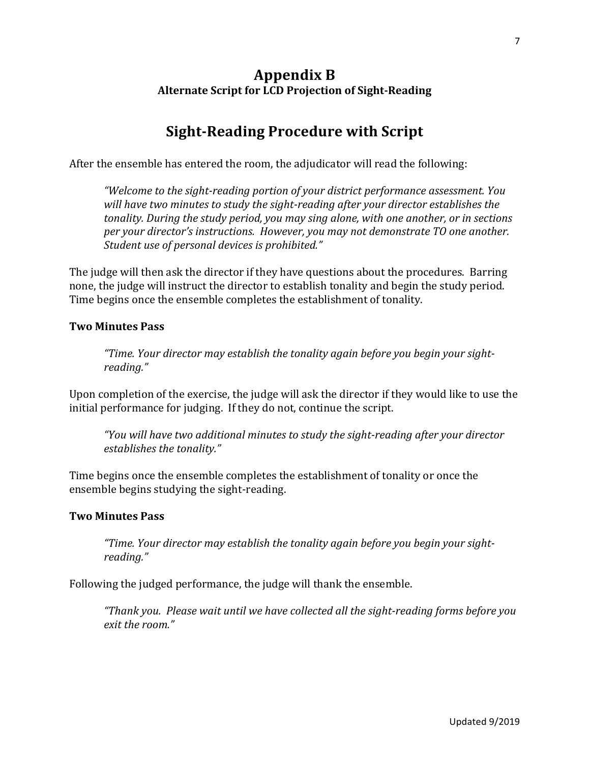# Appendix B

### Alternate Script for LCD Projection of Sight-Reading

## Sight-Reading Procedure with Script

After the ensemble has entered the room, the adjudicator will read the following:

> *"Welcome to the sight-reading portion of your district performance assessment. You will have two minutes to study the sight-reading after your director establishes the tonality. During the study period, you may sing alone, with one another, or in sections per your director's instructions. However, you may not demonstrate TO one another. Student use of personal devices is prohibited."*

The judge will then ask the director if they have questions about the procedures. Barring none, the judge will instruct the director to establish tonality and begin the study period. Time begins once the ensemble completes the establishment of tonality.

**Two Minutes Pass**

> *"Time. Your director may establish the tonality again before you begin your sight-reading."*

Upon completion of the exercise, the judge will ask the director if they would like to use the initial performance for judging. If they do not, continue the scipt.

> *"You will have two additional minutes to study the sight-reading after your director establishes the tonality."*

Time begins once the ensemble completes the establishment of tonality or once the ensemble begins studying the sight-reading.

**Two Minutes Pass**

> *"Time. Your director may establish the tonality again before you begin your sight-reading."*

Following the judged performance, the judge will thank the ensemble.

> *"Thank you. Please wait until we have collected all the sight-reading forms before you exit the room."*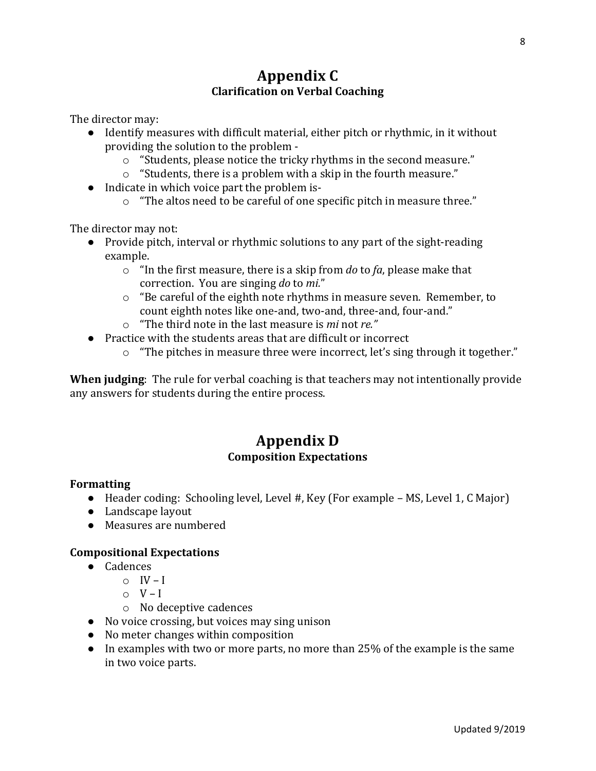# Appendix C
## Clarification on Verbal Coaching

The director may:

- Identify measures with difficult material, either pitch or rhythmic, in it without providing the solution to the problem -
  - "Students, please notice the tricky rhythms in the second measure."
  - "Students, there is a problem with a skip in the fourth measure."
- Indicate in which voice part the problem is-
  - "The altos need to be careful of one specific pitch in measure three."

The director may not:

- Provide pitch, interval or rhythmic solutions to any part of the sight-reading example.
  - "In the first measure, there is a skip from *do* to *fa*, please make that correction. You are singing *do* to *mi*."
  - "Be careful of the eighth note rhythms in measure seven. Remember, to count eighth notes like one-and, two-and, three-and, four-and."
  - "The third note in the last measure is *mi* not *re.*"
- Practice with the students areas that are difficult or incorrect
  - "The pitches in measure three were incorrect, let's sing through it together."

**When judging**: The rule for verbal coaching is that teachers may not intentionally provide any answers for students during the entire process.

# Appendix D
## Composition Expectations

**Formatting**

- Header coding: Schooling level, Level #, Key (For example – MS, Level 1, C Major)
- Landscape layout
- Measures are numbered

**Compositional Expectations**

- Cadences
  - IV – I
  - V – I
  - No deceptive cadences
- No voice crossing, but voices may sing unison
- No meter changes within composition
- In examples with two or more parts, no more than 25% of the example is the same in two voice parts.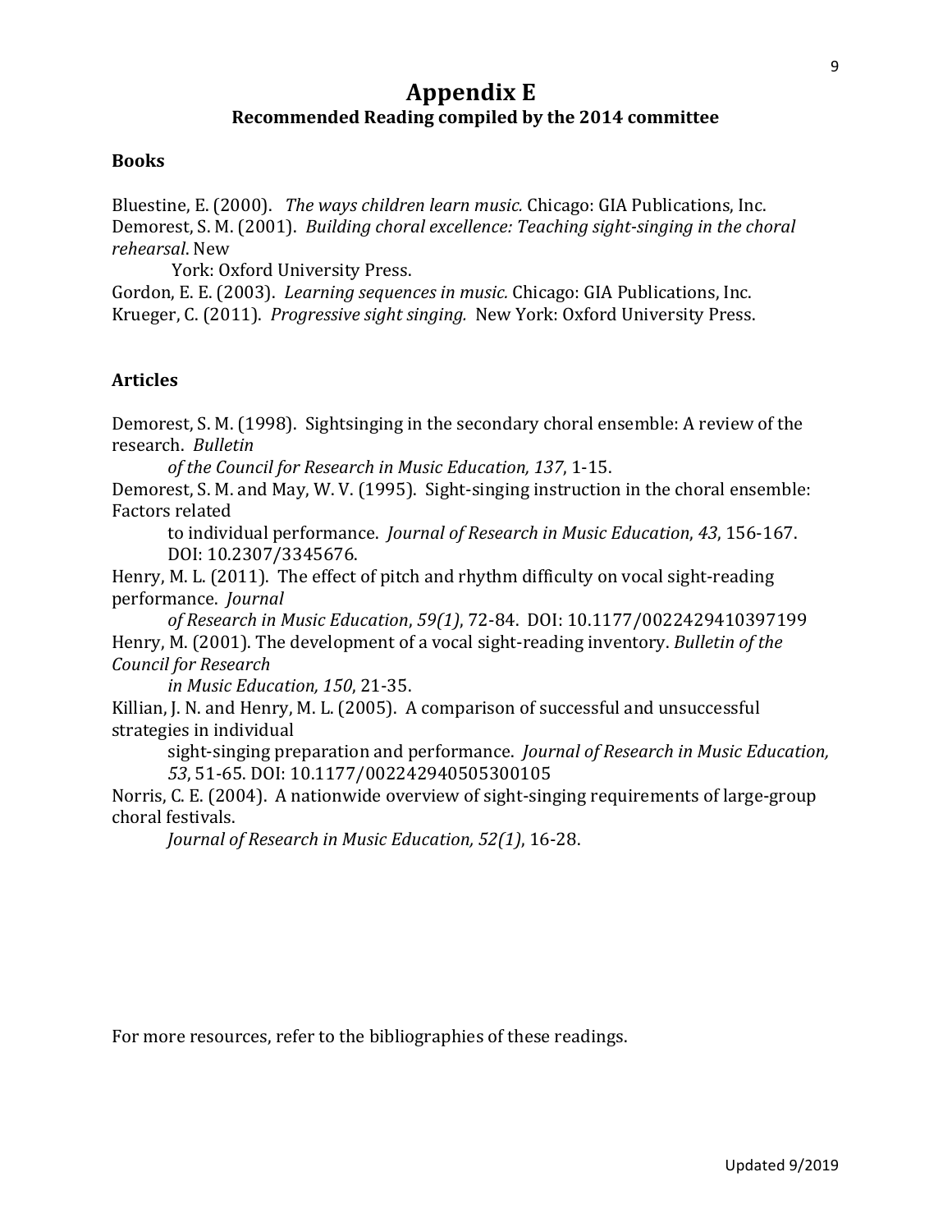# Appendix E

## Recommended Reading compiled by the 2014 committee

### Books

Bluestine, E. (2000). *The ways children learn music.* Chicago: GIA Publications, Inc.

Demorest, S. M. (2001). *Building choral excellence: Teaching sight-singing in the choral rehearsal*. New York: Oxford University Press.

Gordon, E. E. (2003). *Learning sequences in music.* Chicago: GIA Publications, Inc.

Krueger, C. (2011). *Progressive sight singing.* New York: Oxford University Press.

### Articles

Demorest, S. M. (1998). Sightsinging in the secondary choral ensemble: A review of the research. *Bulletin of the Council for Research in Music Education, 137*, 1-15.

Demorest, S. M. and May, W. V. (1995). Sight-singing instruction in the choral ensemble: Factors related to individual performance. *Journal of Research in Music Education*, *43*, 156-167. DOI: 10.2307/3345676.

Henry, M. L. (2011). The effect of pitch and rhythm difficulty on vocal sight-reading performance. *Journal of Research in Music Education*, *59(1)*, 72-84. DOI: 10.1177/0022429410397199

Henry, M. (2001). The development of a vocal sight-reading inventory. *Bulletin of the Council for Research in Music Education, 150*, 21-35.

Killian, J. N. and Henry, M. L. (2005). A comparison of successful and unsuccessful strategies in individual sight-singing preparation and performance. *Journal of Research in Music Education, 53*, 51-65. DOI: 10.1177/002242940505300105

Norris, C. E. (2004). A nationwide overview of sight-singing requirements of large-group choral festivals. *Journal of Research in Music Education, 52(1)*, 16-28.

For more resources, refer to the bibliographies of these readings.

Updated 9/2019